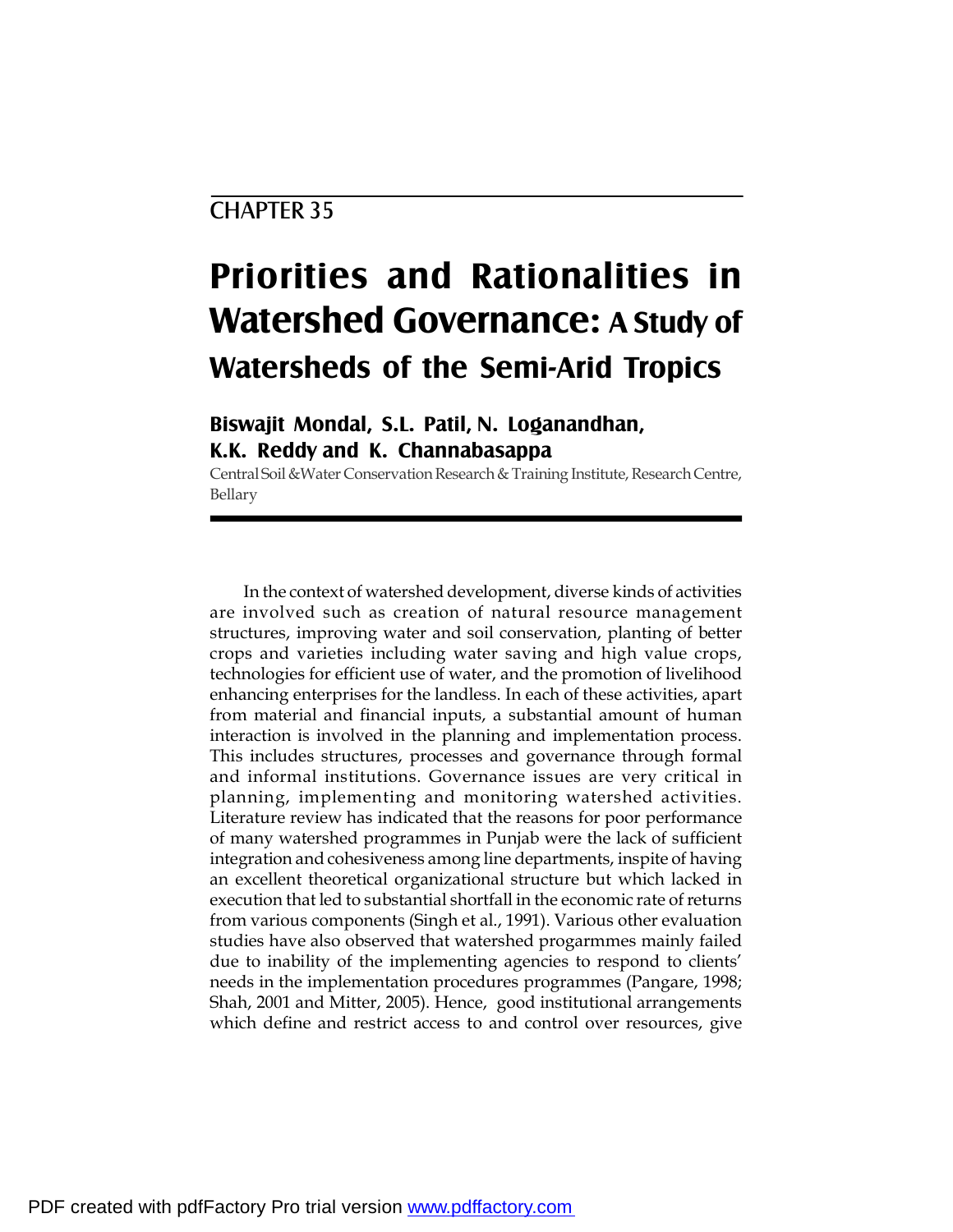CHAPTER 35

# Priorities and Rationalities in Watershed Governance: A Study of Watersheds of the Semi-Arid Tropics

**Biswajit Mondal, S.L. Patil, N. Loganandhan, K.K. Reddy and K. Channabasappa**

Central Soil &Water Conservation Research & Training Institute, Research Centre, Bellary

In the context of watershed development, diverse kinds of activities are involved such as creation of natural resource management structures, improving water and soil conservation, planting of better crops and varieties including water saving and high value crops, technologies for efficient use of water, and the promotion of livelihood enhancing enterprises for the landless. In each of these activities, apart from material and financial inputs, a substantial amount of human interaction is involved in the planning and implementation process. This includes structures, processes and governance through formal and informal institutions. Governance issues are very critical in planning, implementing and monitoring watershed activities. Literature review has indicated that the reasons for poor performance of many watershed programmes in Punjab were the lack of sufficient integration and cohesiveness among line departments, inspite of having an excellent theoretical organizational structure but which lacked in execution that led to substantial shortfall in the economic rate of returns from various components (Singh et al., 1991). Various other evaluation studies have also observed that watershed progarmmes mainly failed due to inability of the implementing agencies to respond to clients' needs in the implementation procedures programmes (Pangare, 1998; Shah, 2001 and Mitter, 2005). Hence, good institutional arrangements which define and restrict access to and control over resources, give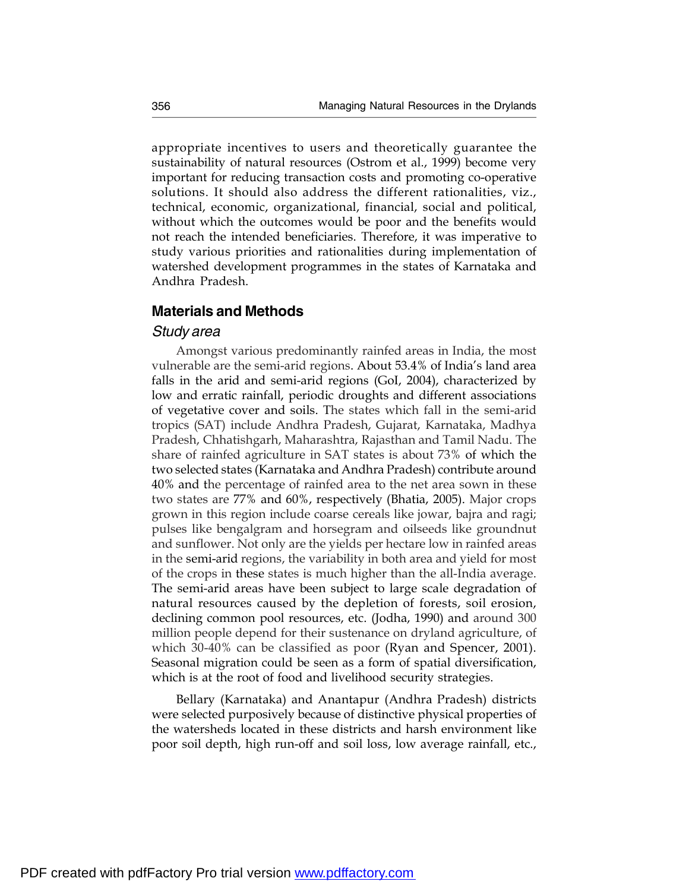appropriate incentives to users and theoretically guarantee the sustainability of natural resources (Ostrom et al., 1999) become very important for reducing transaction costs and promoting co-operative solutions. It should also address the different rationalities, viz., technical, economic, organizational, financial, social and political, without which the outcomes would be poor and the benefits would not reach the intended beneficiaries. Therefore, it was imperative to study various priorities and rationalities during implementation of watershed development programmes in the states of Karnataka and Andhra Pradesh.

## Materials and Methods

### *Study area*

Amongst various predominantly rainfed areas in India, the most vulnerable are the semi-arid regions. About 53.4% of India's land area falls in the arid and semi-arid regions (GoI, 2004), characterized by low and erratic rainfall, periodic droughts and different associations of vegetative cover and soils. The states which fall in the semi-arid tropics (SAT) include Andhra Pradesh, Gujarat, Karnataka, Madhya Pradesh, Chhatishgarh, Maharashtra, Rajasthan and Tamil Nadu. The share of rainfed agriculture in SAT states is about 73% of which the two selected states (Karnataka and Andhra Pradesh) contribute around 40% and the percentage of rainfed area to the net area sown in these two states are 77% and 60%, respectively (Bhatia, 2005). Major crops grown in this region include coarse cereals like jowar, bajra and ragi; pulses like bengalgram and horsegram and oilseeds like groundnut and sunflower. Not only are the yields per hectare low in rainfed areas in the semi-arid regions, the variability in both area and yield for most of the crops in these states is much higher than the all-India average. The semi-arid areas have been subject to large scale degradation of natural resources caused by the depletion of forests, soil erosion, declining common pool resources, etc. (Jodha, 1990) and around 300 million people depend for their sustenance on dryland agriculture, of which 30-40% can be classified as poor (Ryan and Spencer, 2001). Seasonal migration could be seen as a form of spatial diversification, which is at the root of food and livelihood security strategies.

Bellary (Karnataka) and Anantapur (Andhra Pradesh) districts were selected purposively because of distinctive physical properties of the watersheds located in these districts and harsh environment like poor soil depth, high run-off and soil loss, low average rainfall, etc.,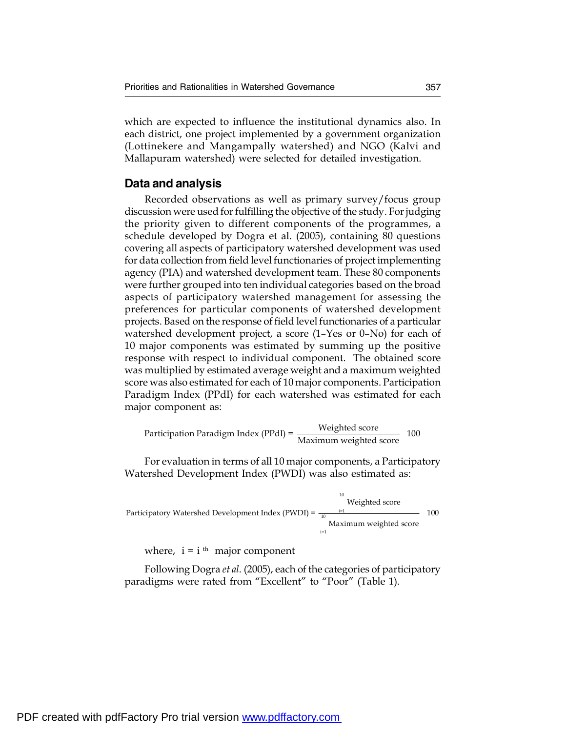which are expected to influence the institutional dynamics also. In each district, one project implemented by a government organization (Lottinekere and Mangampally watershed) and NGO (Kalvi and Mallapuram watershed) were selected for detailed investigation.

## Data and analysis

Recorded observations as well as primary survey/focus group discussion were used for fulfilling the objective of the study. For judging the priority given to different components of the programmes, a schedule developed by Dogra et al. (2005), containing 80 questions covering all aspects of participatory watershed development was used for data collection from field level functionaries of project implementing agency (PIA) and watershed development team. These 80 components were further grouped into ten individual categories based on the broad aspects of participatory watershed management for assessing the preferences for particular components of watershed development projects. Based on the response of field level functionaries of a particular watershed development project, a score (1–Yes or 0–No) for each of 10 major components was estimated by summing up the positive response with respect to individual component. The obtained score was multiplied by estimated average weight and a maximum weighted score was also estimated for each of 10 major components. Participation Paradigm Index (PPdI) for each watershed was estimated for each major component as:

$$\text{Participation Paradigm Index (PPdI)} = \frac{\text{Weighted score}}{\text{Maximum weighted score}} \times 100$$

For evaluation in terms of all 10 major components, a Participatory Watershed Development Index (PWDI) was also estimated as:

$$\text{Participatory Watershed Development Index (PWDI)} = \frac{\sum_{i=1}^{10} \text{Weighted score}}{\sum_{i=1}^{10} \text{Maximum weighted score}} \times 100$$

where, $i = i^{th}$ major component

Following Dogra *et al.* (2005), each of the categories of participatory paradigms were rated from "Excellent" to "Poor" (Table 1).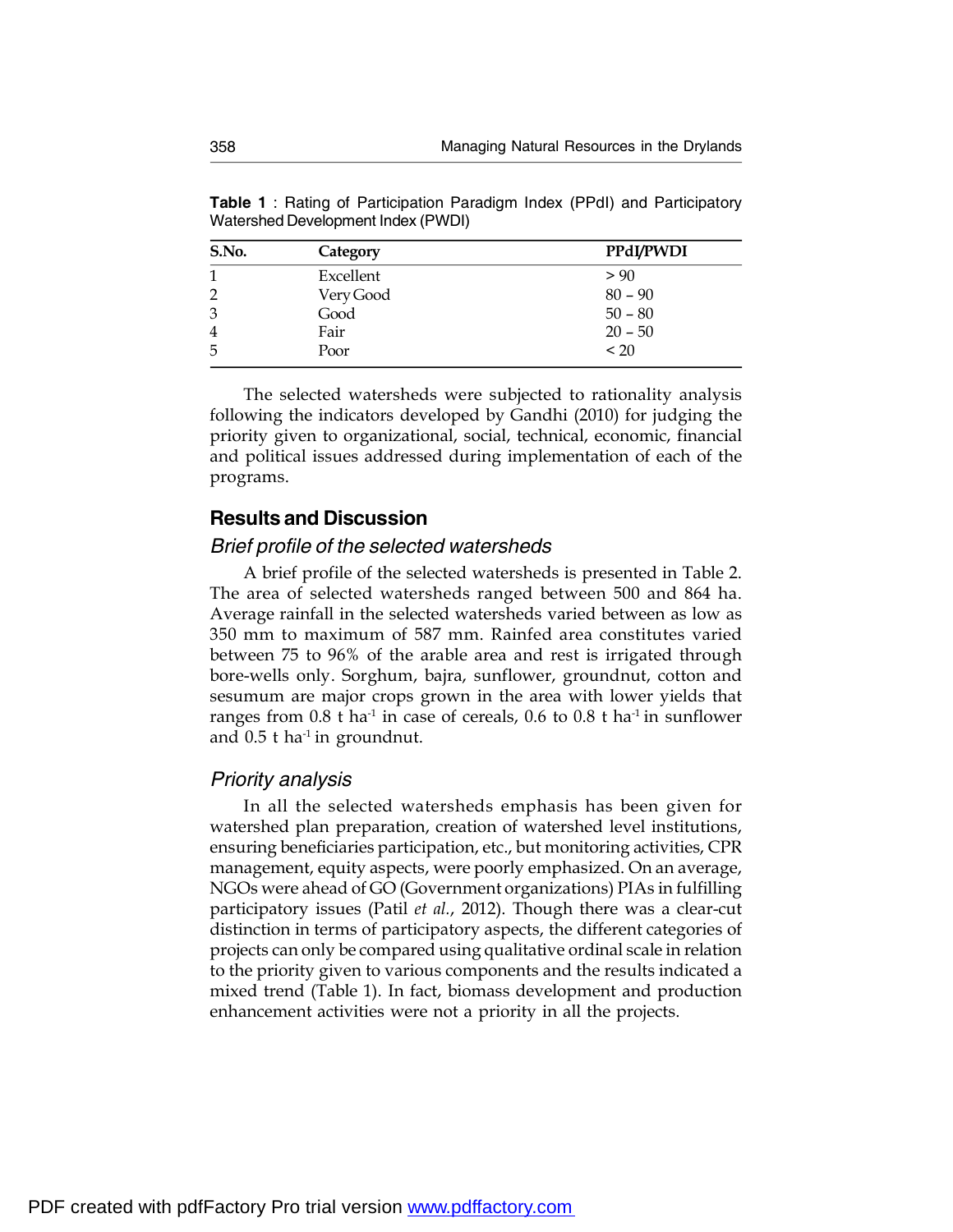**Table 1** : Rating of Participation Paradigm Index (PPdI) and Participatory Watershed Development Index (PWDI)

| S.No. | Category | PPdI/PWDI |
|---|---|---|
| 1 | Excellent | > 90 |
| 2 | Very Good | 80 – 90 |
| 3 | Good | 50 – 80 |
| 4 | Fair | 20 – 50 |
| 5 | Poor | < 20 |

The selected watersheds were subjected to rationality analysis following the indicators developed by Gandhi (2010) for judging the priority given to organizational, social, technical, economic, financial and political issues addressed during implementation of each of the programs.

## Results and Discussion

### *Brief profile of the selected watersheds*

A brief profile of the selected watersheds is presented in Table 2. The area of selected watersheds ranged between 500 and 864 ha. Average rainfall in the selected watersheds varied between as low as 350 mm to maximum of 587 mm. Rainfed area constitutes varied between 75 to 96% of the arable area and rest is irrigated through bore-wells only. Sorghum, bajra, sunflower, groundnut, cotton and sesumum are major crops grown in the area with lower yields that ranges from 0.8 t $ha^{-1}$ in case of cereals, 0.6 to 0.8 t $ha^{-1}$ in sunflower and 0.5 t $ha^{-1}$ in groundnut.

### *Priority analysis*

In all the selected watersheds emphasis has been given for watershed plan preparation, creation of watershed level institutions, ensuring beneficiaries participation, etc., but monitoring activities, CPR management, equity aspects, were poorly emphasized. On an average, NGOs were ahead of GO (Government organizations) PIAs in fulfilling participatory issues (Patil *et al.*, 2012). Though there was a clear-cut distinction in terms of participatory aspects, the different categories of projects can only be compared using qualitative ordinal scale in relation to the priority given to various components and the results indicated a mixed trend (Table 1). In fact, biomass development and production enhancement activities were not a priority in all the projects.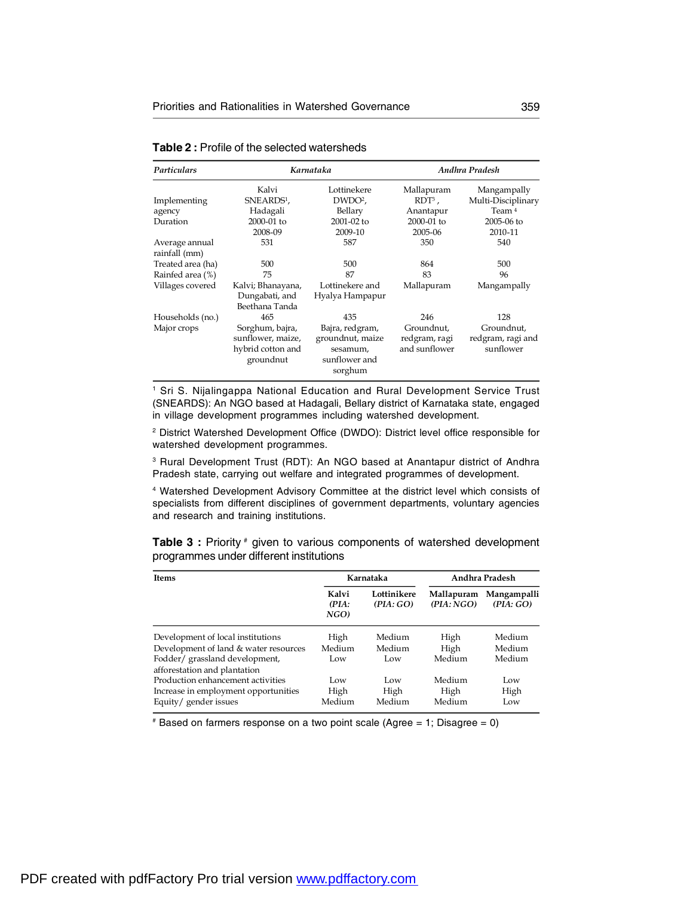**Table 2 :** Profile of the selected watersheds

| *Particulars* | *Karnataka* | | *Andhra Pradesh* | |
|---|---|---|---|---|
| Implementing agency | Kalvi SNEARDS[1], Hadagali | Lottinekere DWDO[2], Bellary | Mallapuram RDT[3], Anantapur | Mangampally Multi-Disciplinary Team[4] |
| Duration | 2000-01 to 2008-09 | 2001-02 to 2009-10 | 2000-01 to 2005-06 | 2005-06 to 2010-11 |
| Average annual rainfall (mm) | 531 | 587 | 350 | 540 |
| Treated area (ha) | 500 | 500 | 864 | 500 |
| Rainfed area (%) | 75 | 87 | 83 | 96 |
| Villages covered | Kalvi; Bhanayana, Dungabati, and Beethana Tanda | Lottinekere and Hyalya Hampapur | Mallapuram | Mangampally |
| Households (no.) | 465 | 435 | 246 | 128 |
| Major crops | Sorghum, bajra, sunflower, maize, hybrid cotton and groundnut | Bajra, redgram, groundnut, maize sesamum, sunflower and sorghum | Groundnut, redgram, ragi and sunflower | Groundnut, redgram, ragi and sunflower |

[1] Sri S. Nijalingappa National Education and Rural Development Service Trust (SNEARDS): An NGO based at Hadagali, Bellary district of Karnataka state, engaged in village development programmes including watershed development.

[2] District Watershed Development Office (DWDO): District level office responsible for watershed development programmes.

[3] Rural Development Trust (RDT): An NGO based at Anantapur district of Andhra Pradesh state, carrying out welfare and integrated programmes of development.

[4] Watershed Development Advisory Committee at the district level which consists of specialists from different disciplines of government departments, voluntary agencies and research and training institutions.

**Table 3 :** Priority[#] given to various components of watershed development programmes under different institutions

| **Items** | **Karnataka** | | **Andhra Pradesh** | |
|---|---|---|---|---|
| | **Kalvi** *(PIA: NGO)* | **Lottinikere** *(PIA: GO)* | **Mallapuram** *(PIA: NGO)* | **Mangampalli** *(PIA: GO)* |
| Development of local institutions | High | Medium | High | Medium |
| Development of land & water resources | Medium | Medium | High | Medium |
| Fodder/ grassland development, afforestation and plantation | Low | Low | Medium | Medium |
| Production enhancement activities | Low | Low | Medium | Low |
| Increase in employment opportunities | High | High | High | High |
| Equity/ gender issues | Medium | Medium | Medium | Low |

[#] Based on farmers response on a two point scale (Agree = 1; Disagree = 0)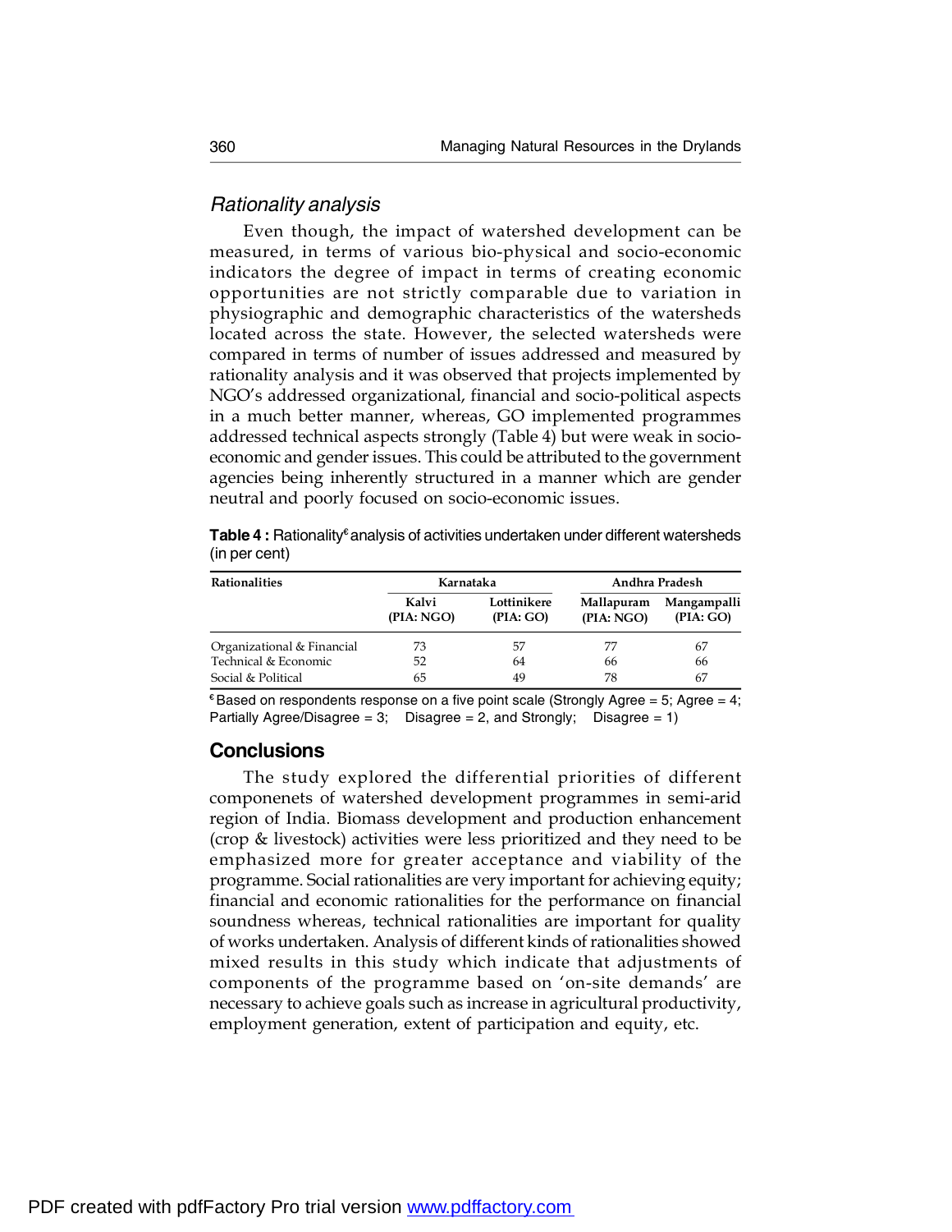### *Rationality analysis*

Even though, the impact of watershed development can be measured, in terms of various bio-physical and socio-economic indicators the degree of impact in terms of creating economic opportunities are not strictly comparable due to variation in physiographic and demographic characteristics of the watersheds located across the state. However, the selected watersheds were compared in terms of number of issues addressed and measured by rationality analysis and it was observed that projects implemented by NGO's addressed organizational, financial and socio-political aspects in a much better manner, whereas, GO implemented programmes addressed technical aspects strongly (Table 4) but were weak in socio-economic and gender issues. This could be attributed to the government agencies being inherently structured in a manner which are gender neutral and poorly focused on socio-economic issues.

**Table 4 :** Rationality€ analysis of activities undertaken under different watersheds (in per cent)

| Rationalities | Karnataka | | Andhra Pradesh | |
|---|---|---|---|---|
| | Kalvi (PIA: NGO) | Lottinikere (PIA: GO) | Mallapuram (PIA: NGO) | Mangampalli (PIA: GO) |
| Organizational & Financial | 73 | 57 | 77 | 67 |
| Technical & Economic | 52 | 64 | 66 | 66 |
| Social & Political | 65 | 49 | 78 | 67 |

€ Based on respondents response on a five point scale (Strongly Agree = 5; Agree = 4; Partially Agree/Disagree = 3; Disagree = 2, and Strongly; Disagree = 1)

## Conclusions

The study explored the differential priorities of different componenets of watershed development programmes in semi-arid region of India. Biomass development and production enhancement (crop & livestock) activities were less prioritized and they need to be emphasized more for greater acceptance and viability of the programme. Social rationalities are very important for achieving equity; financial and economic rationalities for the performance on financial soundness whereas, technical rationalities are important for quality of works undertaken. Analysis of different kinds of rationalities showed mixed results in this study which indicate that adjustments of components of the programme based on 'on-site demands' are necessary to achieve goals such as increase in agricultural productivity, employment generation, extent of participation and equity, etc.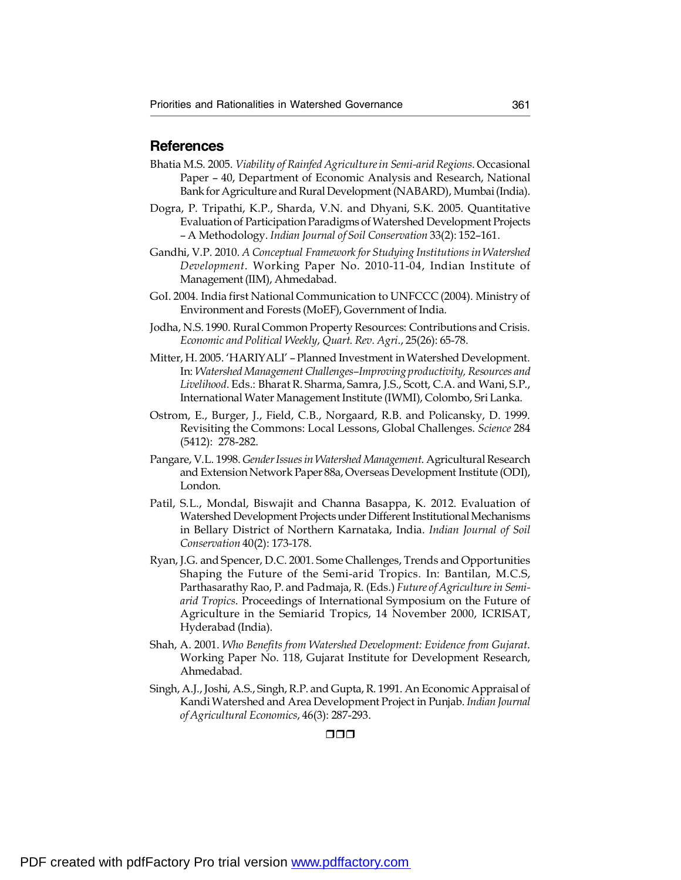## References

Bhatia M.S. 2005. *Viability of Rainfed Agriculture in Semi-arid Regions*. Occasional Paper – 40, Department of Economic Analysis and Research, National Bank for Agriculture and Rural Development (NABARD), Mumbai (India).

Dogra, P. Tripathi, K.P., Sharda, V.N. and Dhyani, S.K. 2005. Quantitative Evaluation of Participation Paradigms of Watershed Development Projects – A Methodology. *Indian Journal of Soil Conservation* 33(2): 152–161.

Gandhi, V.P. 2010. *A Conceptual Framework for Studying Institutions in Watershed Development*. Working Paper No. 2010-11-04, Indian Institute of Management (IIM), Ahmedabad.

GoI. 2004. India first National Communication to UNFCCC (2004). Ministry of Environment and Forests (MoEF), Government of India.

Jodha, N.S. 1990. Rural Common Property Resources: Contributions and Crisis. *Economic and Political Weekly*, *Quart. Rev. Agri.*, 25(26): 65-78.

Mitter, H. 2005. 'HARIYALI' – Planned Investment in Watershed Development. In: *Watershed Management Challenges–Improving productivity, Resources and Livelihood*. Eds.: Bharat R. Sharma, Samra, J.S., Scott, C.A. and Wani, S.P., International Water Management Institute (IWMI), Colombo, Sri Lanka.

Ostrom, E., Burger, J., Field, C.B., Norgaard, R.B. and Policansky, D. 1999. Revisiting the Commons: Local Lessons, Global Challenges. *Science* 284 (5412): 278-282.

Pangare, V.L. 1998. *Gender Issues in Watershed Management.* Agricultural Research and Extension Network Paper 88a, Overseas Development Institute (ODI), London.

Patil, S.L., Mondal, Biswajit and Channa Basappa, K. 2012. Evaluation of Watershed Development Projects under Different Institutional Mechanisms in Bellary District of Northern Karnataka, India. *Indian Journal of Soil Conservation* 40(2): 173-178.

Ryan, J.G. and Spencer, D.C. 2001. Some Challenges, Trends and Opportunities Shaping the Future of the Semi-arid Tropics. In: Bantilan, M.C.S, Parthasarathy Rao, P. and Padmaja, R. (Eds.) *Future of Agriculture in Semi-arid Tropics*. Proceedings of International Symposium on the Future of Agriculture in the Semiarid Tropics, 14 November 2000, ICRISAT, Hyderabad (India).

Shah, A. 2001. *Who Benefits from Watershed Development: Evidence from Gujarat*. Working Paper No. 118, Gujarat Institute for Development Research, Ahmedabad.

Singh, A.J., Joshi, A.S., Singh, R.P. and Gupta, R. 1991. An Economic Appraisal of Kandi Watershed and Area Development Project in Punjab. *Indian Journal of Agricultural Economics*, 46(3): 287-293.

❒❒❒